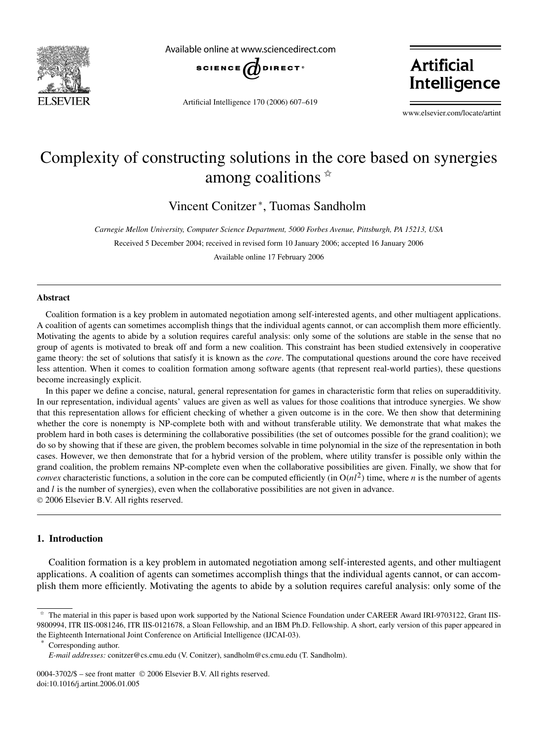# Complexity of constructing solutions in the core based on synergies among coalitions ☆

Vincent Conitzer *, Tuomas Sandholm

*Carnegie Mellon University, Computer Science Department, 5000 Forbes Avenue, Pittsburgh, PA 15213, USA*

Received 5 December 2004; received in revised form 10 January 2006; accepted 16 January 2006

Available online 17 February 2006

## Abstract

Coalition formation is a key problem in automated negotiation among self-interested agents, and other multiagent applications. A coalition of agents can sometimes accomplish things that the individual agents cannot, or can accomplish them more efficiently. Motivating the agents to abide by a solution requires careful analysis: only some of the solutions are stable in the sense that no group of agents is motivated to break off and form a new coalition. This constraint has been studied extensively in cooperative game theory: the set of solutions that satisfy it is known as the *core*. The computational questions around the core have received less attention. When it comes to coalition formation among software agents (that represent real-world parties), these questions become increasingly explicit.

In this paper we define a concise, natural, general representation for games in characteristic form that relies on superadditivity. In our representation, individual agents' values are given as well as values for those coalitions that introduce synergies. We show that this representation allows for efficient checking of whether a given outcome is in the core. We then show that determining whether the core is nonempty is NP-complete both with and without transferable utility. We demonstrate that what makes the problem hard in both cases is determining the collaborative possibilities (the set of outcomes possible for the grand coalition); we do so by showing that if these are given, the problem becomes solvable in time polynomial in the size of the representation in both cases. However, we then demonstrate that for a hybrid version of the problem, where utility transfer is possible only within the grand coalition, the problem remains NP-complete even when the collaborative possibilities are given. Finally, we show that for *convex* characteristic functions, a solution in the core can be computed efficiently (in $O(nl^2)$ time, where $n$ is the number of agents and $l$ is the number of synergies), even when the collaborative possibilities are not given in advance.

© 2006 Elsevier B.V. All rights reserved.

## 1. Introduction

Coalition formation is a key problem in automated negotiation among self-interested agents, and other multiagent applications. A coalition of agents can sometimes accomplish things that the individual agents cannot, or can accomplish them more efficiently. Motivating the agents to abide by a solution requires careful analysis: only some of the

---

☆ The material in this paper is based upon work supported by the National Science Foundation under CAREER Award IRI-9703122, Grant IIS-9800994, ITR IIS-0081246, ITR IIS-0121678, a Sloan Fellowship, and an IBM Ph.D. Fellowship. A short, early version of this paper appeared in the Eighteenth International Joint Conference on Artificial Intelligence (IJCAI-03).

\* Corresponding author.

*E-mail addresses:* conitzer@cs.cmu.edu (V. Conitzer), sandholm@cs.cmu.edu (T. Sandholm).

0004-3702/$ – see front matter © 2006 Elsevier B.V. All rights reserved.
doi:10.1016/j.artint.2006.01.005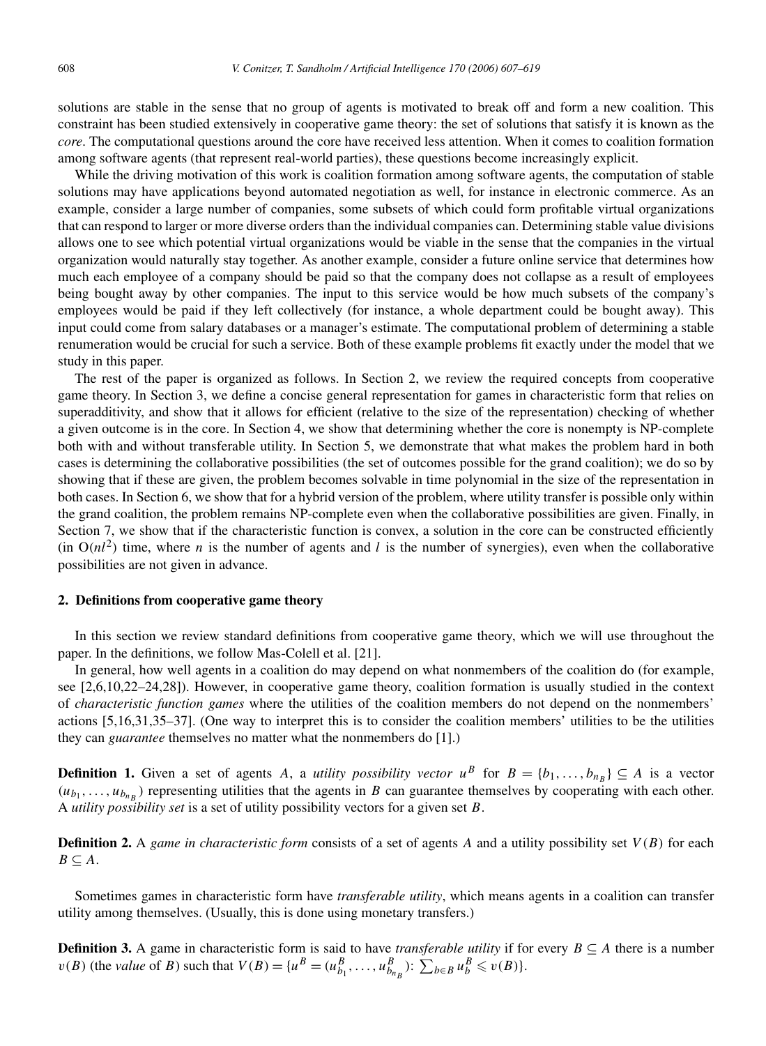solutions are stable in the sense that no group of agents is motivated to break off and form a new coalition. This constraint has been studied extensively in cooperative game theory: the set of solutions that satisfy it is known as the *core*. The computational questions around the core have received less attention. When it comes to coalition formation among software agents (that represent real-world parties), these questions become increasingly explicit.

While the driving motivation of this work is coalition formation among software agents, the computation of stable solutions may have applications beyond automated negotiation as well, for instance in electronic commerce. As an example, consider a large number of companies, some subsets of which could form profitable virtual organizations that can respond to larger or more diverse orders than the individual companies can. Determining stable value divisions allows one to see which potential virtual organizations would be viable in the sense that the companies in the virtual organization would naturally stay together. As another example, consider a future online service that determines how much each employee of a company should be paid so that the company does not collapse as a result of employees being bought away by other companies. The input to this service would be how much subsets of the company's employees would be paid if they left collectively (for instance, a whole department could be bought away). This input could come from salary databases or a manager's estimate. The computational problem of determining a stable renumeration would be crucial for such a service. Both of these example problems fit exactly under the model that we study in this paper.

The rest of the paper is organized as follows. In Section 2, we review the required concepts from cooperative game theory. In Section 3, we define a concise general representation for games in characteristic form that relies on superadditivity, and show that it allows for efficient (relative to the size of the representation) checking of whether a given outcome is in the core. In Section 4, we show that determining whether the core is nonempty is NP-complete both with and without transferable utility. In Section 5, we demonstrate that what makes the problem hard in both cases is determining the collaborative possibilities (the set of outcomes possible for the grand coalition); we do so by showing that if these are given, the problem becomes solvable in time polynomial in the size of the representation in both cases. In Section 6, we show that for a hybrid version of the problem, where utility transfer is possible only within the grand coalition, the problem remains NP-complete even when the collaborative possibilities are given. Finally, in Section 7, we show that if the characteristic function is convex, a solution in the core can be constructed efficiently (in $O(nl^2)$ time, where $n$ is the number of agents and $l$ is the number of synergies), even when the collaborative possibilities are not given in advance.

## 2. Definitions from cooperative game theory

In this section we review standard definitions from cooperative game theory, which we will use throughout the paper. In the definitions, we follow Mas-Colell et al. [21].

In general, how well agents in a coalition do may depend on what nonmembers of the coalition do (for example, see [2,6,10,22–24,28]). However, in cooperative game theory, coalition formation is usually studied in the context of *characteristic function games* where the utilities of the coalition members do not depend on the nonmembers' actions [5,16,31,35–37]. (One way to interpret this is to consider the coalition members' utilities to be the utilities they can *guarantee* themselves no matter what the nonmembers do [1].)

**Definition 1.** Given a set of agents $A$, a *utility possibility vector* $u^B$ for $B = \{b_1, \ldots, b_{n_B}\} \subseteq A$ is a vector $(u_{b_1}, \ldots, u_{b_{n_B}})$ representing utilities that the agents in $B$ can guarantee themselves by cooperating with each other. A *utility possibility set* is a set of utility possibility vectors for a given set $B$.

**Definition 2.** A *game in characteristic form* consists of a set of agents $A$ and a utility possibility set $V(B)$ for each $B \subseteq A$.

Sometimes games in characteristic form have *transferable utility*, which means agents in a coalition can transfer utility among themselves. (Usually, this is done using monetary transfers.)

**Definition 3.** A game in characteristic form is said to have *transferable utility* if for every $B \subseteq A$ there is a number $v(B)$ (the *value* of $B$) such that $V(B) = \{u^B = (u^B_{b_1}, \ldots, u^B_{b_{n_B}})\colon \sum_{b \in B} u^B_b \leqslant v(B)\}$.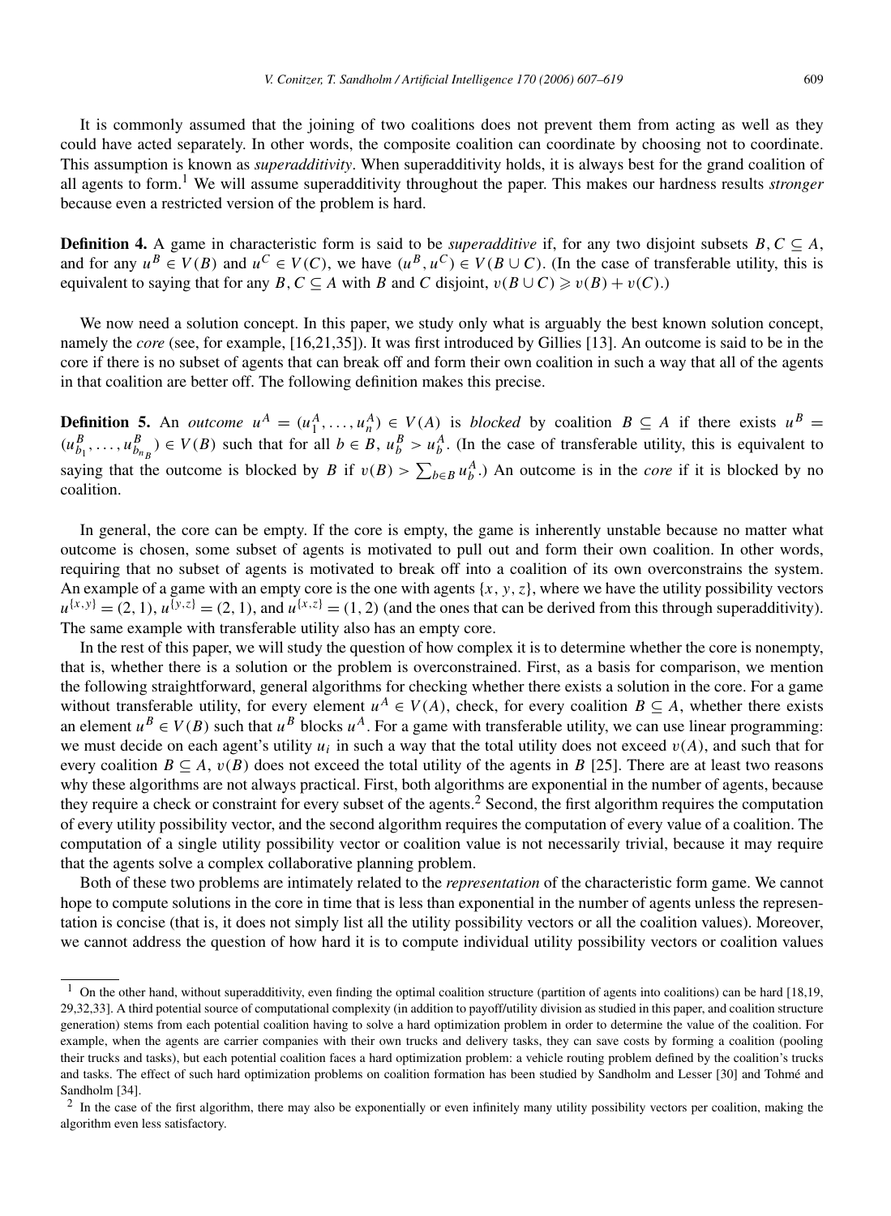It is commonly assumed that the joining of two coalitions does not prevent them from acting as well as they could have acted separately. In other words, the composite coalition can coordinate by choosing not to coordinate. This assumption is known as *superadditivity*. When superadditivity holds, it is always best for the grand coalition of all agents to form.[1] We will assume superadditivity throughout the paper. This makes our hardness results *stronger* because even a restricted version of the problem is hard.

**Definition 4.** A game in characteristic form is said to be *superadditive* if, for any two disjoint subsets $B, C \subseteq A$, and for any $u^B \in V(B)$ and $u^C \in V(C)$, we have $(u^B, u^C) \in V(B \cup C)$. (In the case of transferable utility, this is equivalent to saying that for any $B, C \subseteq A$ with $B$ and $C$ disjoint, $v(B \cup C) \geqslant v(B) + v(C)$.)

We now need a solution concept. In this paper, we study only what is arguably the best known solution concept, namely the *core* (see, for example, [16,21,35]). It was first introduced by Gillies [13]. An outcome is said to be in the core if there is no subset of agents that can break off and form their own coalition in such a way that all of the agents in that coalition are better off. The following definition makes this precise.

**Definition 5.** An *outcome* $u^A = (u_1^A, \ldots, u_n^A) \in V(A)$ is *blocked* by coalition $B \subseteq A$ if there exists $u^B = (u_{b_1}^B, \ldots, u_{b_{n_B}}^B) \in V(B)$ such that for all $b \in B$, $u_b^B > u_b^A$. (In the case of transferable utility, this is equivalent to saying that the outcome is blocked by $B$ if $v(B) > \sum_{b \in B} u_b^A$.) An outcome is in the *core* if it is blocked by no coalition.

In general, the core can be empty. If the core is empty, the game is inherently unstable because no matter what outcome is chosen, some subset of agents is motivated to pull out and form their own coalition. In other words, requiring that no subset of agents is motivated to break off into a coalition of its own overconstrains the system. An example of a game with an empty core is the one with agents $\{x, y, z\}$, where we have the utility possibility vectors $u^{\{x,y\}} = (2, 1)$, $u^{\{y,z\}} = (2, 1)$, and $u^{\{x,z\}} = (1, 2)$ (and the ones that can be derived from this through superadditivity). The same example with transferable utility also has an empty core.

In the rest of this paper, we will study the question of how complex it is to determine whether the core is nonempty, that is, whether there is a solution or the problem is overconstrained. First, as a basis for comparison, we mention the following straightforward, general algorithms for checking whether there exists a solution in the core. For a game without transferable utility, for every element $u^A \in V(A)$, check, for every coalition $B \subseteq A$, whether there exists an element $u^B \in V(B)$ such that $u^B$ blocks $u^A$. For a game with transferable utility, we can use linear programming: we must decide on each agent's utility $u_i$ in such a way that the total utility does not exceed $v(A)$, and such that for every coalition $B \subseteq A$, $v(B)$ does not exceed the total utility of the agents in $B$ [25]. There are at least two reasons why these algorithms are not always practical. First, both algorithms are exponential in the number of agents, because they require a check or constraint for every subset of the agents.[2] Second, the first algorithm requires the computation of every utility possibility vector, and the second algorithm requires the computation of every value of a coalition. The computation of a single utility possibility vector or coalition value is not necessarily trivial, because it may require that the agents solve a complex collaborative planning problem.

Both of these two problems are intimately related to the *representation* of the characteristic form game. We cannot hope to compute solutions in the core in time that is less than exponential in the number of agents unless the representation is concise (that is, it does not simply list all the utility possibility vectors or all the coalition values). Moreover, we cannot address the question of how hard it is to compute individual utility possibility vectors or coalition values

---

[1] On the other hand, without superadditivity, even finding the optimal coalition structure (partition of agents into coalitions) can be hard [18,19,29,32,33]. A third potential source of computational complexity (in addition to payoff/utility division as studied in this paper, and coalition structure generation) stems from each potential coalition having to solve a hard optimization problem in order to determine the value of the coalition. For example, when the agents are carrier companies with their own trucks and delivery tasks, they can save costs by forming a coalition (pooling their trucks and tasks), but each potential coalition faces a hard optimization problem: a vehicle routing problem defined by the coalition's trucks and tasks. The effect of such hard optimization problems on coalition formation has been studied by Sandholm and Lesser [30] and Tohmé and Sandholm [34].

[2] In the case of the first algorithm, there may also be exponentially or even infinitely many utility possibility vectors per coalition, making the algorithm even less satisfactory.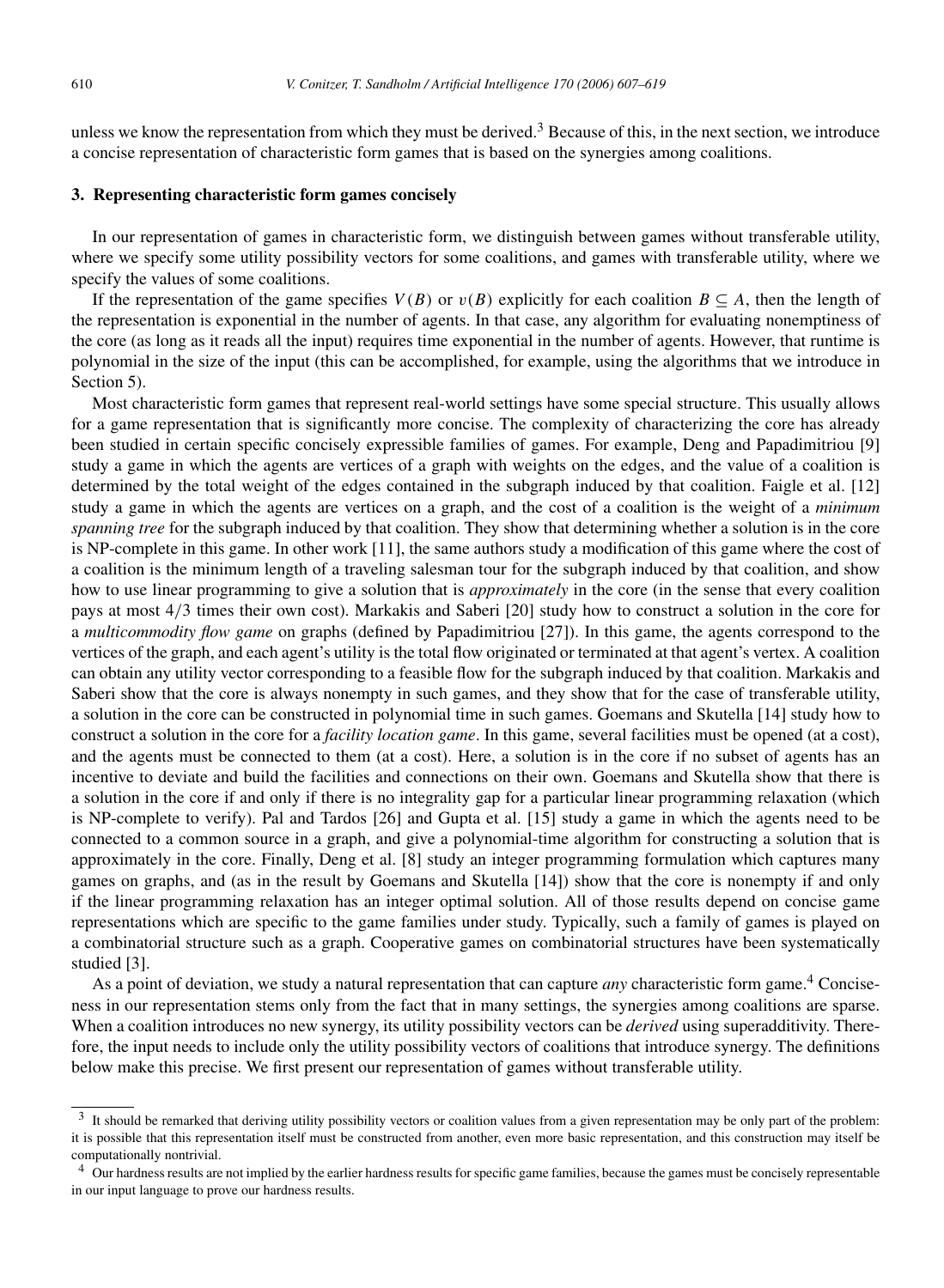unless we know the representation from which they must be derived.[3] Because of this, in the next section, we introduce a concise representation of characteristic form games that is based on the synergies among coalitions.

### 3. Representing characteristic form games concisely

In our representation of games in characteristic form, we distinguish between games without transferable utility, where we specify some utility possibility vectors for some coalitions, and games with transferable utility, where we specify the values of some coalitions.

If the representation of the game specifies $V(B)$ or $v(B)$ explicitly for each coalition $B \subseteq A$, then the length of the representation is exponential in the number of agents. In that case, any algorithm for evaluating nonemptiness of the core (as long as it reads all the input) requires time exponential in the number of agents. However, that runtime is polynomial in the size of the input (this can be accomplished, for example, using the algorithms that we introduce in Section 5).

Most characteristic form games that represent real-world settings have some special structure. This usually allows for a game representation that is significantly more concise. The complexity of characterizing the core has already been studied in certain specific concisely expressible families of games. For example, Deng and Papadimitriou [9] study a game in which the agents are vertices of a graph with weights on the edges, and the value of a coalition is determined by the total weight of the edges contained in the subgraph induced by that coalition. Faigle et al. [12] study a game in which the agents are vertices on a graph, and the cost of a coalition is the weight of a *minimum spanning tree* for the subgraph induced by that coalition. They show that determining whether a solution is in the core is NP-complete in this game. In other work [11], the same authors study a modification of this game where the cost of a coalition is the minimum length of a traveling salesman tour for the subgraph induced by that coalition, and show how to use linear programming to give a solution that is *approximately* in the core (in the sense that every coalition pays at most $4/3$ times their own cost). Markakis and Saberi [20] study how to construct a solution in the core for a *multicommodity flow game* on graphs (defined by Papadimitriou [27]). In this game, the agents correspond to the vertices of the graph, and each agent's utility is the total flow originated or terminated at that agent's vertex. A coalition can obtain any utility vector corresponding to a feasible flow for the subgraph induced by that coalition. Markakis and Saberi show that the core is always nonempty in such games, and they show that for the case of transferable utility, a solution in the core can be constructed in polynomial time in such games. Goemans and Skutella [14] study how to construct a solution in the core for a *facility location game*. In this game, several facilities must be opened (at a cost), and the agents must be connected to them (at a cost). Here, a solution is in the core if no subset of agents has an incentive to deviate and build the facilities and connections on their own. Goemans and Skutella show that there is a solution in the core if and only if there is no integrality gap for a particular linear programming relaxation (which is NP-complete to verify). Pal and Tardos [26] and Gupta et al. [15] study a game in which the agents need to be connected to a common source in a graph, and give a polynomial-time algorithm for constructing a solution that is approximately in the core. Finally, Deng et al. [8] study an integer programming formulation which captures many games on graphs, and (as in the result by Goemans and Skutella [14]) show that the core is nonempty if and only if the linear programming relaxation has an integer optimal solution. All of those results depend on concise game representations which are specific to the game families under study. Typically, such a family of games is played on a combinatorial structure such as a graph. Cooperative games on combinatorial structures have been systematically studied [3].

As a point of deviation, we study a natural representation that can capture *any* characteristic form game.[4] Conciseness in our representation stems only from the fact that in many settings, the synergies among coalitions are sparse. When a coalition introduces no new synergy, its utility possibility vectors can be *derived* using superadditivity. Therefore, the input needs to include only the utility possibility vectors of coalitions that introduce synergy. The definitions below make this precise. We first present our representation of games without transferable utility.

---

[3] It should be remarked that deriving utility possibility vectors or coalition values from a given representation may be only part of the problem: it is possible that this representation itself must be constructed from another, even more basic representation, and this construction may itself be computationally nontrivial.

[4] Our hardness results are not implied by the earlier hardness results for specific game families, because the games must be concisely representable in our input language to prove our hardness results.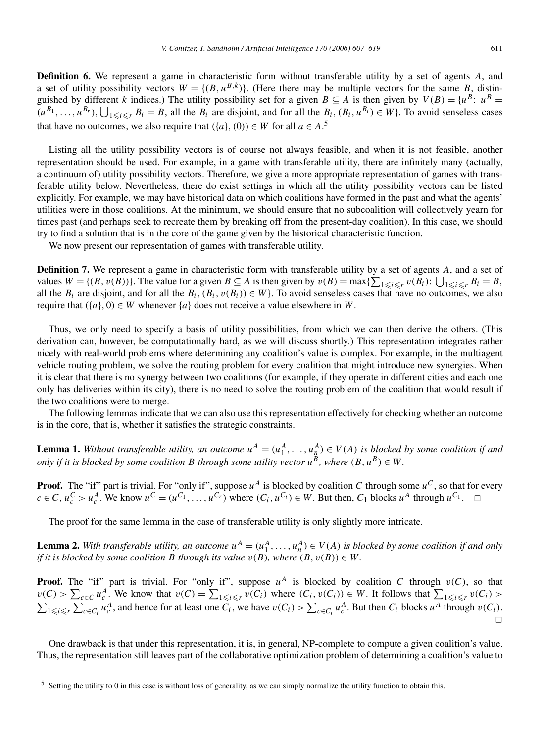**Definition 6.** We represent a game in characteristic form without transferable utility by a set of agents $A$, and a set of utility possibility vectors $W = \{(B, u^{B,k})\}$. (Here there may be multiple vectors for the same $B$, distinguished by different $k$ indices.) The utility possibility set for a given $B \subseteq A$ is then given by $V(B) = \{u^B \colon u^B = (u^{B_1}, \ldots, u^{B_r}), \bigcup_{1 \leqslant i \leqslant r} B_i = B$, all the $B_i$ are disjoint, and for all the $B_i$, $(B_i, u^{B_i}) \in W\}$. To avoid senseless cases that have no outcomes, we also require that $(\{a\}, (0)) \in W$ for all $a \in A$.[5]

Listing all the utility possibility vectors is of course not always feasible, and when it is not feasible, another representation should be used. For example, in a game with transferable utility, there are infinitely many (actually, a continuum of) utility possibility vectors. Therefore, we give a more appropriate representation of games with transferable utility below. Nevertheless, there do exist settings in which all the utility possibility vectors can be listed explicitly. For example, we may have historical data on which coalitions have formed in the past and what the agents' utilities were in those coalitions. At the minimum, we should ensure that no subcoalition will collectively yearn for times past (and perhaps seek to recreate them by breaking off from the present-day coalition). In this case, we should try to find a solution that is in the core of the game given by the historical characteristic function.

We now present our representation of games with transferable utility.

**Definition 7.** We represent a game in characteristic form with transferable utility by a set of agents $A$, and a set of values $W = \{(B, v(B))\}$. The value for a given $B \subseteq A$ is then given by $v(B) = \max\{\sum_{1 \leqslant i \leqslant r} v(B_i) \colon \bigcup_{1 \leqslant i \leqslant r} B_i = B$, all the $B_i$ are disjoint, and for all the $B_i$, $(B_i, v(B_i)) \in W\}$. To avoid senseless cases that have no outcomes, we also require that $(\{a\}, 0) \in W$ whenever $\{a\}$ does not receive a value elsewhere in $W$.

Thus, we only need to specify a basis of utility possibilities, from which we can then derive the others. (This derivation can, however, be computationally hard, as we will discuss shortly.) This representation integrates rather nicely with real-world problems where determining any coalition's value is complex. For example, in the multiagent vehicle routing problem, we solve the routing problem for every coalition that might introduce new synergies. When it is clear that there is no synergy between two coalitions (for example, if they operate in different cities and each one only has deliveries within its city), there is no need to solve the routing problem of the coalition that would result if the two coalitions were to merge.

The following lemmas indicate that we can also use this representation effectively for checking whether an outcome is in the core, that is, whether it satisfies the strategic constraints.

**Lemma 1.** *Without transferable utility, an outcome $u^A = (u_1^A, \ldots, u_n^A) \in V(A)$ is blocked by some coalition if and only if it is blocked by some coalition $B$ through some utility vector $u^B$, where $(B, u^B) \in W$.*

**Proof.** The "if" part is trivial. For "only if", suppose $u^A$ is blocked by coalition $C$ through some $u^C$, so that for every $c \in C$, $u_c^C > u_c^A$. We know $u^C = (u^{C_1}, \ldots, u^{C_r})$ where $(C_i, u^{C_i}) \in W$. But then, $C_1$ blocks $u^A$ through $u^{C_1}$. $\square$

The proof for the same lemma in the case of transferable utility is only slightly more intricate.

**Lemma 2.** *With transferable utility, an outcome $u^A = (u_1^A, \ldots, u_n^A) \in V(A)$ is blocked by some coalition if and only if it is blocked by some coalition $B$ through its value $v(B)$, where $(B, v(B)) \in W$.*

**Proof.** The "if" part is trivial. For "only if", suppose $u^A$ is blocked by coalition $C$ through $v(C)$, so that $v(C) > \sum_{c \in C} u_c^A$. We know that $v(C) = \sum_{1 \leqslant i \leqslant r} v(C_i)$ where $(C_i, v(C_i)) \in W$. It follows that $\sum_{1 \leqslant i \leqslant r} v(C_i) > \sum_{1 \leqslant i \leqslant r} \sum_{c \in C_i} u_c^A$, and hence for at least one $C_i$, we have $v(C_i) > \sum_{c \in C_i} u_c^A$. But then $C_i$ blocks $u^A$ through $v(C_i)$. $\square$

One drawback is that under this representation, it is, in general, NP-complete to compute a given coalition's value. Thus, the representation still leaves part of the collaborative optimization problem of determining a coalition's value to

[5] Setting the utility to 0 in this case is without loss of generality, as we can simply normalize the utility function to obtain this.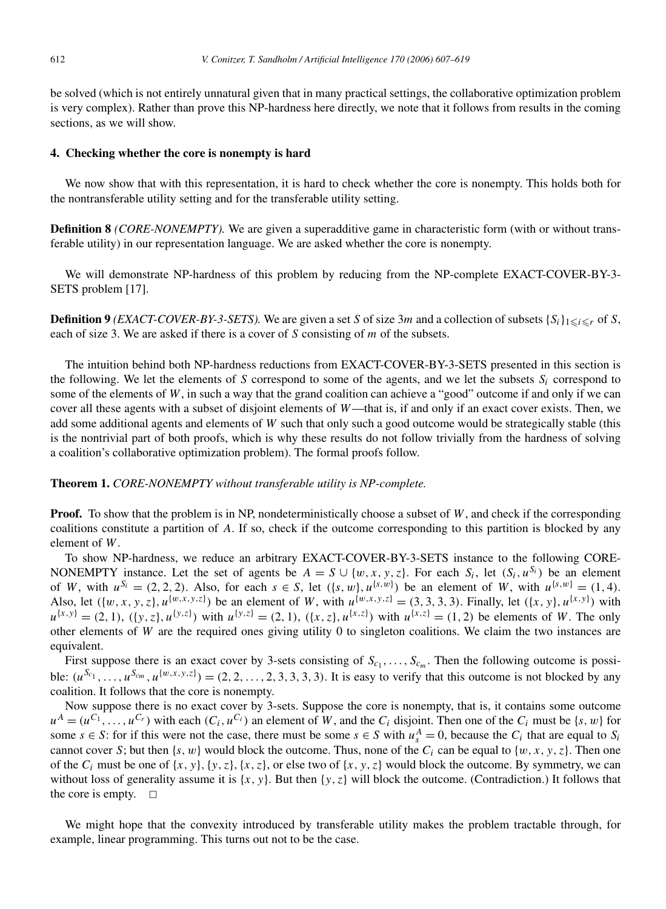be solved (which is not entirely unnatural given that in many practical settings, the collaborative optimization problem is very complex). Rather than prove this NP-hardness here directly, we note that it follows from results in the coming sections, as we will show.

## 4. Checking whether the core is nonempty is hard

We now show that with this representation, it is hard to check whether the core is nonempty. This holds both for the nontransferable utility setting and for the transferable utility setting.

**Definition 8** *(CORE-NONEMPTY).* We are given a superadditive game in characteristic form (with or without transferable utility) in our representation language. We are asked whether the core is nonempty.

We will demonstrate NP-hardness of this problem by reducing from the NP-complete EXACT-COVER-BY-3-SETS problem [17].

**Definition 9** *(EXACT-COVER-BY-3-SETS).* We are given a set $S$ of size $3m$ and a collection of subsets $\{S_i\}_{1 \leqslant i \leqslant r}$ of $S$, each of size 3. We are asked if there is a cover of $S$ consisting of $m$ of the subsets.

The intuition behind both NP-hardness reductions from EXACT-COVER-BY-3-SETS presented in this section is the following. We let the elements of $S$ correspond to some of the agents, and we let the subsets $S_i$ correspond to some of the elements of $W$, in such a way that the grand coalition can achieve a "good" outcome if and only if we can cover all these agents with a subset of disjoint elements of $W$—that is, if and only if an exact cover exists. Then, we add some additional agents and elements of $W$ such that only such a good outcome would be strategically stable (this is the nontrivial part of both proofs, which is why these results do not follow trivially from the hardness of solving a coalition's collaborative optimization problem). The formal proofs follow.

**Theorem 1.** *CORE-NONEMPTY without transferable utility is NP-complete.*

**Proof.** To show that the problem is in NP, nondeterministically choose a subset of $W$, and check if the corresponding coalitions constitute a partition of $A$. If so, check if the outcome corresponding to this partition is blocked by any element of $W$.

To show NP-hardness, we reduce an arbitrary EXACT-COVER-BY-3-SETS instance to the following CORE-NONEMPTY instance. Let the set of agents be $A = S \cup \{w, x, y, z\}$. For each $S_i$, let $(S_i, u^{S_i})$ be an element of $W$, with $u^{S_i} = (2, 2, 2)$. Also, for each $s \in S$, let $(\{s, w\}, u^{\{s,w\}})$ be an element of $W$, with $u^{\{s,w\}} = (1, 4)$. Also, let $(\{w, x, y, z\}, u^{\{w,x,y,z\}})$ be an element of $W$, with $u^{\{w,x,y,z\}} = (3, 3, 3, 3)$. Finally, let $(\{x, y\}, u^{\{x,y\}})$ with $u^{\{x,y\}} = (2, 1)$, $(\{y, z\}, u^{\{y,z\}})$ with $u^{\{y,z\}} = (2, 1)$, $(\{x, z\}, u^{\{x,z\}})$ with $u^{\{x,z\}} = (1, 2)$ be elements of $W$. The only other elements of $W$ are the required ones giving utility 0 to singleton coalitions. We claim the two instances are equivalent.

First suppose there is an exact cover by 3-sets consisting of $S_{c_1}, \dots, S_{c_m}$. Then the following outcome is possible: $(u^{S_{c_1}}, \dots, u^{S_{c_m}}, u^{\{w,x,y,z\}}) = (2, 2, \dots, 2, 3, 3, 3, 3)$. It is easy to verify that this outcome is not blocked by any coalition. It follows that the core is nonempty.

Now suppose there is no exact cover by 3-sets. Suppose the core is nonempty, that is, it contains some outcome $u^A = (u^{C_1}, \dots, u^{C_r})$ with each $(C_i, u^{C_i})$ an element of $W$, and the $C_i$ disjoint. Then one of the $C_i$ must be $\{s, w\}$ for some $s \in S$: for if this were not the case, there must be some $s \in S$ with $u_s^A = 0$, because the $C_i$ that are equal to $S_i$ cannot cover $S$; but then $\{s, w\}$ would block the outcome. Thus, none of the $C_i$ can be equal to $\{w, x, y, z\}$. Then one of the $C_i$ must be one of $\{x, y\}, \{y, z\}, \{x, z\}$, or else two of $\{x, y, z\}$ would block the outcome. By symmetry, we can without loss of generality assume it is $\{x, y\}$. But then $\{y, z\}$ will block the outcome. (Contradiction.) It follows that the core is empty. $\square$

We might hope that the convexity introduced by transferable utility makes the problem tractable through, for example, linear programming. This turns out not to be the case.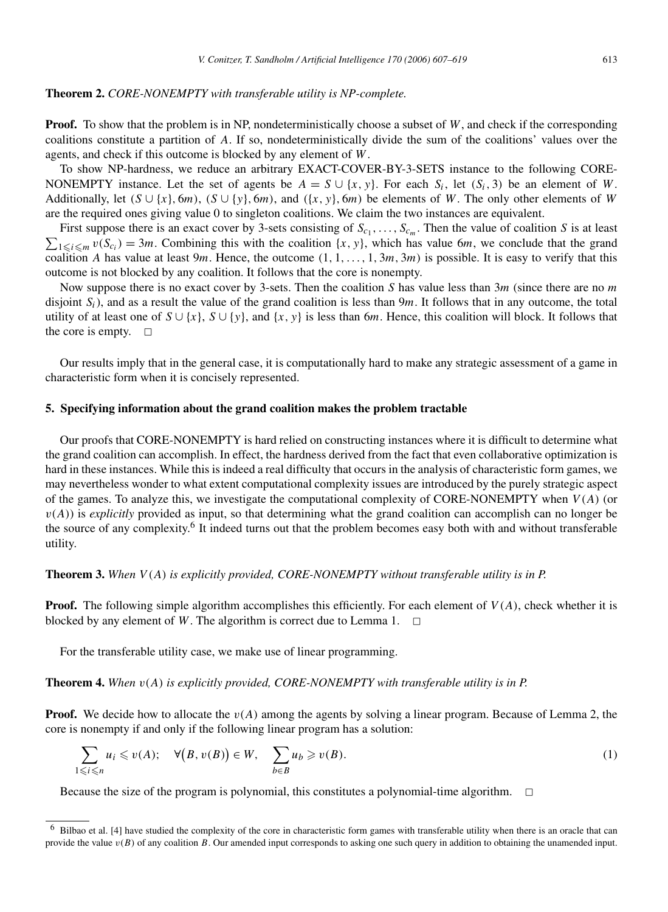**Theorem 2.** *CORE-NONEMPTY with transferable utility is NP-complete.*

**Proof.** To show that the problem is in NP, nondeterministically choose a subset of $W$, and check if the corresponding coalitions constitute a partition of $A$. If so, nondeterministically divide the sum of the coalitions' values over the agents, and check if this outcome is blocked by any element of $W$.

To show NP-hardness, we reduce an arbitrary EXACT-COVER-BY-3-SETS instance to the following CORE-NONEMPTY instance. Let the set of agents be $A = S \cup \{x, y\}$. For each $S_i$, let $(S_i, 3)$ be an element of $W$. Additionally, let $(S \cup \{x\}, 6m)$, $(S \cup \{y\}, 6m)$, and $(\{x, y\}, 6m)$ be elements of $W$. The only other elements of $W$ are the required ones giving value 0 to singleton coalitions. We claim the two instances are equivalent.

First suppose there is an exact cover by 3-sets consisting of $S_{c_1}, \ldots, S_{c_m}$. Then the value of coalition $S$ is at least $\sum_{1 \leqslant i \leqslant m} v(S_{c_i}) = 3m$. Combining this with the coalition $\{x, y\}$, which has value $6m$, we conclude that the grand coalition $A$ has value at least $9m$. Hence, the outcome $(1, 1, \ldots, 1, 3m, 3m)$ is possible. It is easy to verify that this outcome is not blocked by any coalition. It follows that the core is nonempty.

Now suppose there is no exact cover by 3-sets. Then the coalition $S$ has value less than $3m$ (since there are no $m$ disjoint $S_i$), and as a result the value of the grand coalition is less than $9m$. It follows that in any outcome, the total utility of at least one of $S \cup \{x\}$, $S \cup \{y\}$, and $\{x, y\}$ is less than $6m$. Hence, this coalition will block. It follows that the core is empty. $\square$

Our results imply that in the general case, it is computationally hard to make any strategic assessment of a game in characteristic form when it is concisely represented.

## 5. Specifying information about the grand coalition makes the problem tractable

Our proofs that CORE-NONEMPTY is hard relied on constructing instances where it is difficult to determine what the grand coalition can accomplish. In effect, the hardness derived from the fact that even collaborative optimization is hard in these instances. While this is indeed a real difficulty that occurs in the analysis of characteristic form games, we may nevertheless wonder to what extent computational complexity issues are introduced by the purely strategic aspect of the games. To analyze this, we investigate the computational complexity of CORE-NONEMPTY when $V(A)$ (or $v(A)$) is *explicitly* provided as input, so that determining what the grand coalition can accomplish can no longer be the source of any complexity.[6] It indeed turns out that the problem becomes easy both with and without transferable utility.

**Theorem 3.** *When $V(A)$ is explicitly provided, CORE-NONEMPTY without transferable utility is in P.*

**Proof.** The following simple algorithm accomplishes this efficiently. For each element of $V(A)$, check whether it is blocked by any element of $W$. The algorithm is correct due to Lemma 1. $\square$

For the transferable utility case, we make use of linear programming.

**Theorem 4.** *When $v(A)$ is explicitly provided, CORE-NONEMPTY with transferable utility is in P.*

**Proof.** We decide how to allocate the $v(A)$ among the agents by solving a linear program. Because of Lemma 2, the core is nonempty if and only if the following linear program has a solution:

$$\sum_{1 \leqslant i \leqslant n} u_i \leqslant v(A); \quad \forall \big(B, v(B)\big) \in W, \quad \sum_{b \in B} u_b \geqslant v(B). \tag{1}$$

Because the size of the program is polynomial, this constitutes a polynomial-time algorithm. $\square$

---

[6] Bilbao et al. [4] have studied the complexity of the core in characteristic form games with transferable utility when there is an oracle that can provide the value $v(B)$ of any coalition $B$. Our amended input corresponds to asking one such query in addition to obtaining the unamended input.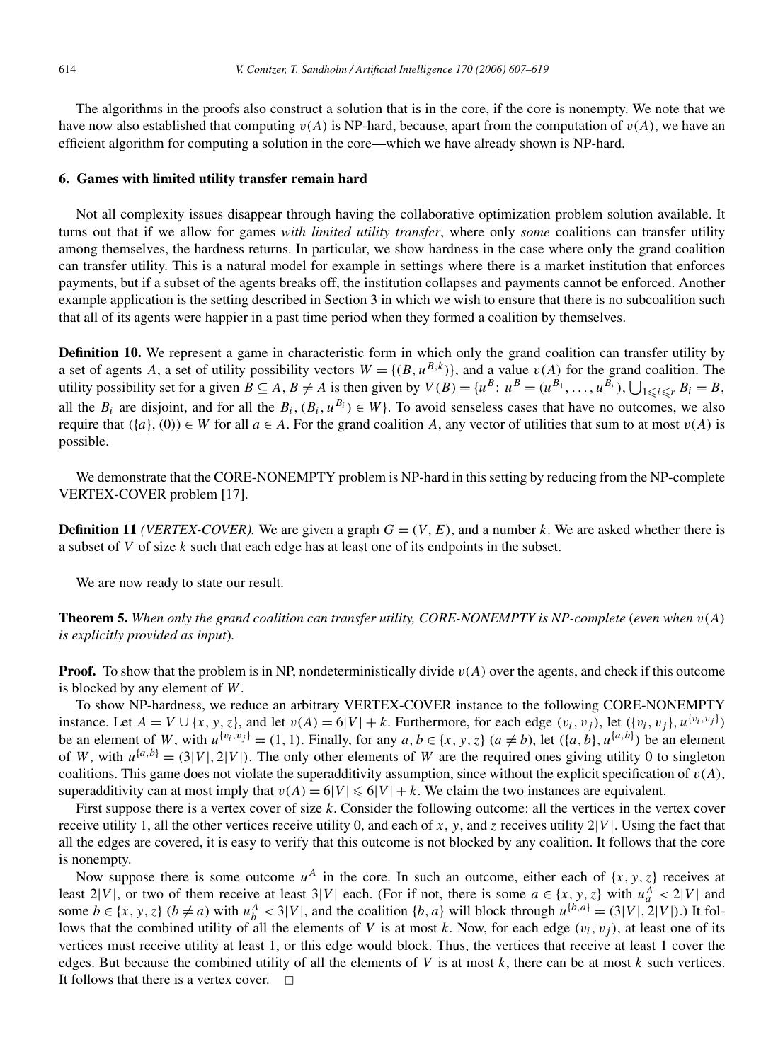The algorithms in the proofs also construct a solution that is in the core, if the core is nonempty. We note that we have now also established that computing $v(A)$ is NP-hard, because, apart from the computation of $v(A)$, we have an efficient algorithm for computing a solution in the core—which we have already shown is NP-hard.

## 6. Games with limited utility transfer remain hard

Not all complexity issues disappear through having the collaborative optimization problem solution available. It turns out that if we allow for games *with limited utility transfer*, where only *some* coalitions can transfer utility among themselves, the hardness returns. In particular, we show hardness in the case where only the grand coalition can transfer utility. This is a natural model for example in settings where there is a market institution that enforces payments, but if a subset of the agents breaks off, the institution collapses and payments cannot be enforced. Another example application is the setting described in Section 3 in which we wish to ensure that there is no subcoalition such that all of its agents were happier in a past time period when they formed a coalition by themselves.

**Definition 10.** We represent a game in characteristic form in which only the grand coalition can transfer utility by a set of agents $A$, a set of utility possibility vectors $W = \{(B, u^{B,k})\}$, and a value $v(A)$ for the grand coalition. The utility possibility set for a given $B \subseteq A$, $B \neq A$ is then given by $V(B) = \{u^B\colon u^B = (u^{B_1}, \ldots, u^{B_r}), \bigcup_{1 \leqslant i \leqslant r} B_i = B$, all the $B_i$ are disjoint, and for all the $B_i$, $(B_i, u^{B_i}) \in W\}$. To avoid senseless cases that have no outcomes, we also require that $(\{a\}, (0)) \in W$ for all $a \in A$. For the grand coalition $A$, any vector of utilities that sum to at most $v(A)$ is possible.

We demonstrate that the CORE-NONEMPTY problem is NP-hard in this setting by reducing from the NP-complete VERTEX-COVER problem [17].

**Definition 11** *(VERTEX-COVER).* We are given a graph $G = (V, E)$, and a number $k$. We are asked whether there is a subset of $V$ of size $k$ such that each edge has at least one of its endpoints in the subset.

We are now ready to state our result.

**Theorem 5.** *When only the grand coalition can transfer utility, CORE-NONEMPTY is NP-complete* (*even when $v(A)$ is explicitly provided as input*).

**Proof.** To show that the problem is in NP, nondeterministically divide $v(A)$ over the agents, and check if this outcome is blocked by any element of $W$.

To show NP-hardness, we reduce an arbitrary VERTEX-COVER instance to the following CORE-NONEMPTY instance. Let $A = V \cup \{x, y, z\}$, and let $v(A) = 6|V| + k$. Furthermore, for each edge $(v_i, v_j)$, let $(\{v_i, v_j\}, u^{\{v_i, v_j\}})$ be an element of $W$, with $u^{\{v_i, v_j\}} = (1, 1)$. Finally, for any $a, b \in \{x, y, z\}$ ($a \neq b$), let $(\{a, b\}, u^{\{a,b\}})$ be an element of $W$, with $u^{\{a,b\}} = (3|V|, 2|V|)$. The only other elements of $W$ are the required ones giving utility 0 to singleton coalitions. This game does not violate the superadditivity assumption, since without the explicit specification of $v(A)$, superadditivity can at most imply that $v(A) = 6|V| \leqslant 6|V| + k$. We claim the two instances are equivalent.

First suppose there is a vertex cover of size $k$. Consider the following outcome: all the vertices in the vertex cover receive utility 1, all the other vertices receive utility 0, and each of $x$, $y$, and $z$ receives utility $2|V|$. Using the fact that all the edges are covered, it is easy to verify that this outcome is not blocked by any coalition. It follows that the core is nonempty.

Now suppose there is some outcome $u^A$ in the core. In such an outcome, either each of $\{x, y, z\}$ receives at least $2|V|$, or two of them receive at least $3|V|$ each. (For if not, there is some $a \in \{x, y, z\}$ with $u_a^A < 2|V|$ and some $b \in \{x, y, z\}$ ($b \neq a$) with $u_b^A < 3|V|$, and the coalition $\{b, a\}$ will block through $u^{\{b,a\}} = (3|V|, 2|V|)$.) It follows that the combined utility of all the elements of $V$ is at most $k$. Now, for each edge $(v_i, v_j)$, at least one of its vertices must receive utility at least 1, or this edge would block. Thus, the vertices that receive at least 1 cover the edges. But because the combined utility of all the elements of $V$ is at most $k$, there can be at most $k$ such vertices. It follows that there is a vertex cover. $\square$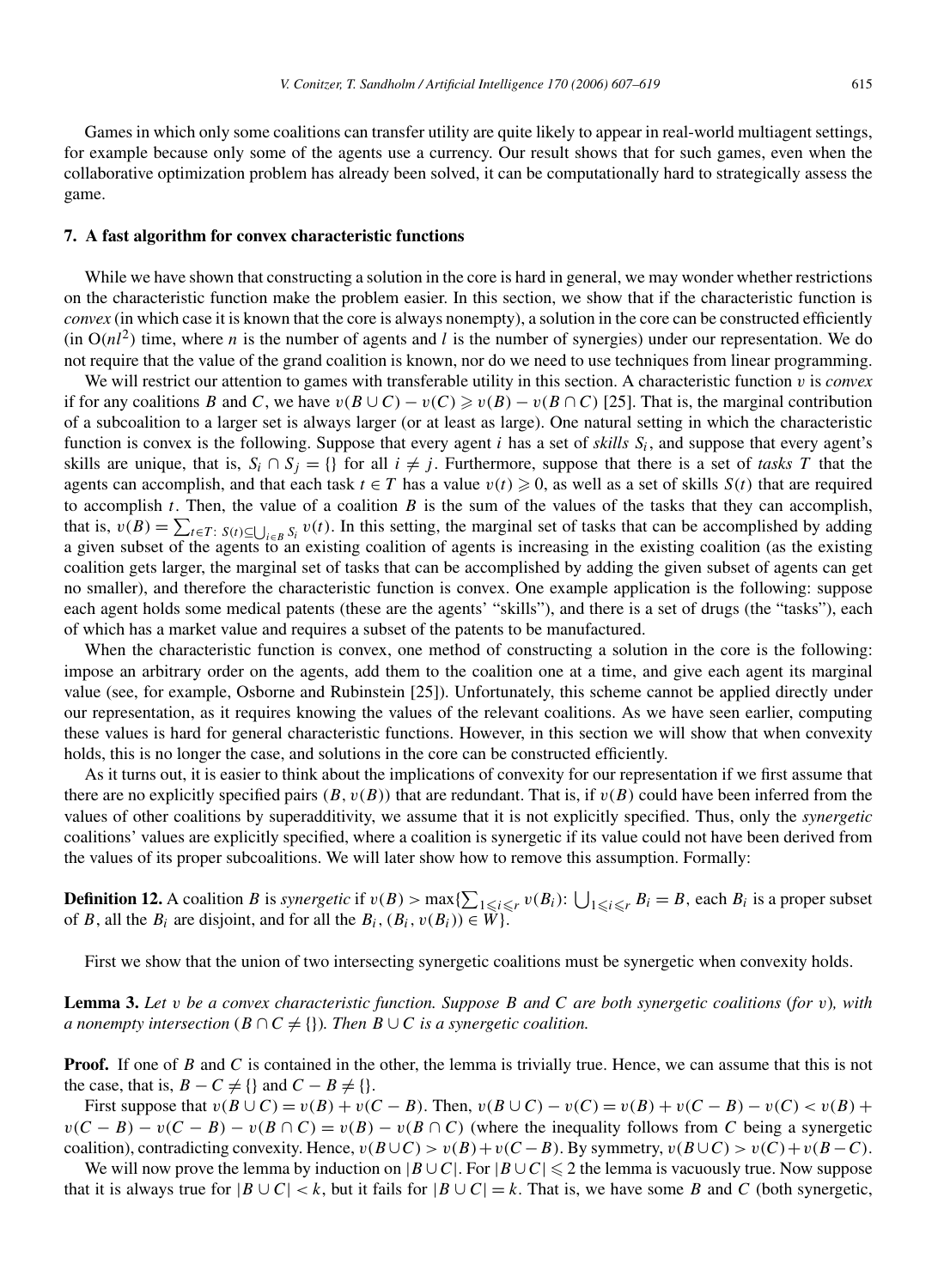Games in which only some coalitions can transfer utility are quite likely to appear in real-world multiagent settings, for example because only some of the agents use a currency. Our result shows that for such games, even when the collaborative optimization problem has already been solved, it can be computationally hard to strategically assess the game.

## 7. A fast algorithm for convex characteristic functions

While we have shown that constructing a solution in the core is hard in general, we may wonder whether restrictions on the characteristic function make the problem easier. In this section, we show that if the characteristic function is *convex* (in which case it is known that the core is always nonempty), a solution in the core can be constructed efficiently (in $O(nl^2)$ time, where $n$ is the number of agents and $l$ is the number of synergies) under our representation. We do not require that the value of the grand coalition is known, nor do we need to use techniques from linear programming.

We will restrict our attention to games with transferable utility in this section. A characteristic function $v$ is *convex* if for any coalitions $B$ and $C$, we have $v(B \cup C) - v(C) \geqslant v(B) - v(B \cap C)$ [25]. That is, the marginal contribution of a subcoalition to a larger set is always larger (or at least as large). One natural setting in which the characteristic function is convex is the following. Suppose that every agent $i$ has a set of *skills* $S_i$, and suppose that every agent's skills are unique, that is, $S_i \cap S_j = \{\}$ for all $i \neq j$. Furthermore, suppose that there is a set of *tasks* $T$ that the agents can accomplish, and that each task $t \in T$ has a value $v(t) \geqslant 0$, as well as a set of skills $S(t)$ that are required to accomplish $t$. Then, the value of a coalition $B$ is the sum of the values of the tasks that they can accomplish, that is, $v(B) = \sum_{t \in T:\ S(t) \subseteq \bigcup_{i \in B} S_i} v(t)$. In this setting, the marginal set of tasks that can be accomplished by adding a given subset of the agents to an existing coalition of agents is increasing in the existing coalition (as the existing coalition gets larger, the marginal set of tasks that can be accomplished by adding the given subset of agents can get no smaller), and therefore the characteristic function is convex. One example application is the following: suppose each agent holds some medical patents (these are the agents' "skills"), and there is a set of drugs (the "tasks"), each of which has a market value and requires a subset of the patents to be manufactured.

When the characteristic function is convex, one method of constructing a solution in the core is the following: impose an arbitrary order on the agents, add them to the coalition one at a time, and give each agent its marginal value (see, for example, Osborne and Rubinstein [25]). Unfortunately, this scheme cannot be applied directly under our representation, as it requires knowing the values of the relevant coalitions. As we have seen earlier, computing these values is hard for general characteristic functions. However, in this section we will show that when convexity holds, this is no longer the case, and solutions in the core can be constructed efficiently.

As it turns out, it is easier to think about the implications of convexity for our representation if we first assume that there are no explicitly specified pairs $(B, v(B))$ that are redundant. That is, if $v(B)$ could have been inferred from the values of other coalitions by superadditivity, we assume that it is not explicitly specified. Thus, only the *synergetic* coalitions' values are explicitly specified, where a coalition is synergetic if its value could not have been derived from the values of its proper subcoalitions. We will later show how to remove this assumption. Formally:

**Definition 12.** A coalition $B$ is *synergetic* if $v(B) > \max\{\sum_{1 \leqslant i \leqslant r} v(B_i):\ \bigcup_{1 \leqslant i \leqslant r} B_i = B$, each $B_i$ is a proper subset of $B$, all the $B_i$ are disjoint, and for all the $B_i$, $(B_i, v(B_i)) \in W\}$.

First we show that the union of two intersecting synergetic coalitions must be synergetic when convexity holds.

**Lemma 3.** *Let $v$ be a convex characteristic function. Suppose $B$ and $C$ are both synergetic coalitions (for $v$), with a nonempty intersection ($B \cap C \neq \{\}$). Then $B \cup C$ is a synergetic coalition.*

**Proof.** If one of $B$ and $C$ is contained in the other, the lemma is trivially true. Hence, we can assume that this is not the case, that is, $B - C \neq \{\}$ and $C - B \neq \{\}$.

First suppose that $v(B \cup C) = v(B) + v(C - B)$. Then, $v(B \cup C) - v(C) = v(B) + v(C - B) - v(C) < v(B) + v(C - B) - v(C - B) - v(B \cap C) = v(B) - v(B \cap C)$ (where the inequality follows from $C$ being a synergetic coalition), contradicting convexity. Hence, $v(B \cup C) > v(B) + v(C - B)$. By symmetry, $v(B \cup C) > v(C) + v(B - C)$.

We will now prove the lemma by induction on $|B \cup C|$. For $|B \cup C| \leqslant 2$ the lemma is vacuously true. Now suppose that it is always true for $|B \cup C| < k$, but it fails for $|B \cup C| = k$. That is, we have some $B$ and $C$ (both synergetic,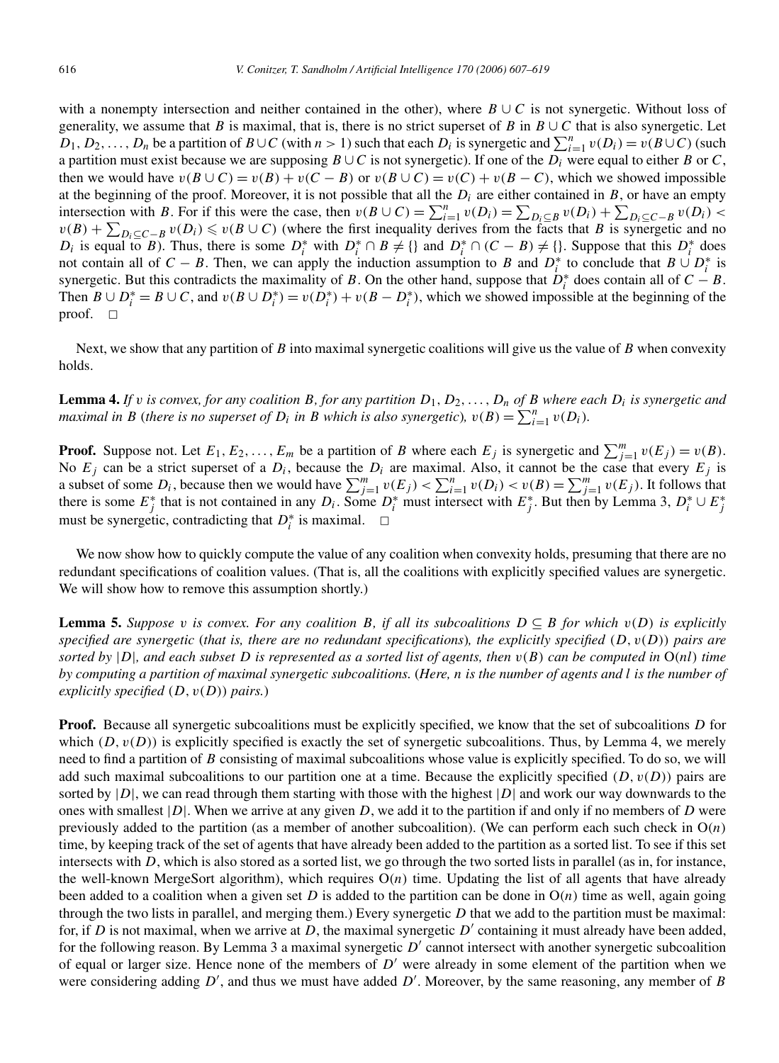with a nonempty intersection and neither contained in the other), where $B \cup C$ is not synergetic. Without loss of generality, we assume that $B$ is maximal, that is, there is no strict superset of $B$ in $B \cup C$ that is also synergetic. Let $D_1, D_2, \ldots, D_n$ be a partition of $B \cup C$ (with $n > 1$) such that each $D_i$ is synergetic and $\sum_{i=1}^{n} v(D_i) = v(B \cup C)$ (such a partition must exist because we are supposing $B \cup C$ is not synergetic). If one of the $D_i$ were equal to either $B$ or $C$, then we would have $v(B \cup C) = v(B) + v(C - B)$ or $v(B \cup C) = v(C) + v(B - C)$, which we showed impossible at the beginning of the proof. Moreover, it is not possible that all the $D_i$ are either contained in $B$, or have an empty intersection with $B$. For if this were the case, then $v(B \cup C) = \sum_{i=1}^{n} v(D_i) = \sum_{D_i \subseteq B} v(D_i) + \sum_{D_i \subseteq C-B} v(D_i) < v(B) + \sum_{D_i \subseteq C-B} v(D_i) \leqslant v(B \cup C)$ (where the first inequality derives from the facts that $B$ is synergetic and no $D_i$ is equal to $B$). Thus, there is some $D_i^*$ with $D_i^* \cap B \neq \{\}$ and $D_i^* \cap (C - B) \neq \{\}$. Suppose that this $D_i^*$ does not contain all of $C - B$. Then, we can apply the induction assumption to $B$ and $D_i^*$ to conclude that $B \cup D_i^*$ is synergetic. But this contradicts the maximality of $B$. On the other hand, suppose that $D_i^*$ does contain all of $C - B$. Then $B \cup D_i^* = B \cup C$, and $v(B \cup D_i^*) = v(D_i^*) + v(B - D_i^*)$, which we showed impossible at the beginning of the proof. □

Next, we show that any partition of $B$ into maximal synergetic coalitions will give us the value of $B$ when convexity holds.

**Lemma 4.** *If $v$ is convex, for any coalition $B$, for any partition $D_1, D_2, \ldots, D_n$ of $B$ where each $D_i$ is synergetic and maximal in $B$ (there is no superset of $D_i$ in $B$ which is also synergetic), $v(B) = \sum_{i=1}^{n} v(D_i)$.*

**Proof.** Suppose not. Let $E_1, E_2, \ldots, E_m$ be a partition of $B$ where each $E_j$ is synergetic and $\sum_{j=1}^{m} v(E_j) = v(B)$. No $E_j$ can be a strict superset of a $D_i$, because the $D_i$ are maximal. Also, it cannot be the case that every $E_j$ is a subset of some $D_i$, because then we would have $\sum_{j=1}^{m} v(E_j) < \sum_{i=1}^{n} v(D_i) < v(B) = \sum_{j=1}^{m} v(E_j)$. It follows that there is some $E_j^*$ that is not contained in any $D_i$. Some $D_i^*$ must intersect with $E_j^*$. But then by Lemma 3, $D_i^* \cup E_j^*$ must be synergetic, contradicting that $D_i^*$ is maximal. □

We now show how to quickly compute the value of any coalition when convexity holds, presuming that there are no redundant specifications of coalition values. (That is, all the coalitions with explicitly specified values are synergetic. We will show how to remove this assumption shortly.)

**Lemma 5.** *Suppose $v$ is convex. For any coalition $B$, if all its subcoalitions $D \subseteq B$ for which $v(D)$ is explicitly specified are synergetic (that is, there are no redundant specifications), the explicitly specified $(D, v(D))$ pairs are sorted by $|D|$, and each subset $D$ is represented as a sorted list of agents, then $v(B)$ can be computed in $O(nl)$ time by computing a partition of maximal synergetic subcoalitions. (Here, $n$ is the number of agents and $l$ is the number of explicitly specified $(D, v(D))$ pairs.)*

**Proof.** Because all synergetic subcoalitions must be explicitly specified, we know that the set of subcoalitions $D$ for which $(D, v(D))$ is explicitly specified is exactly the set of synergetic subcoalitions. Thus, by Lemma 4, we merely need to find a partition of $B$ consisting of maximal subcoalitions whose value is explicitly specified. To do so, we will add such maximal subcoalitions to our partition one at a time. Because the explicitly specified $(D, v(D))$ pairs are sorted by $|D|$, we can read through them starting with those with the highest $|D|$ and work our way downwards to the ones with smallest $|D|$. When we arrive at any given $D$, we add it to the partition if and only if no members of $D$ were previously added to the partition (as a member of another subcoalition). (We can perform each such check in $O(n)$ time, by keeping track of the set of agents that have already been added to the partition as a sorted list. To see if this set intersects with $D$, which is also stored as a sorted list, we go through the two sorted lists in parallel (as in, for instance, the well-known MergeSort algorithm), which requires $O(n)$ time. Updating the list of all agents that have already been added to a coalition when a given set $D$ is added to the partition can be done in $O(n)$ time as well, again going through the two lists in parallel, and merging them.) Every synergetic $D$ that we add to the partition must be maximal: for, if $D$ is not maximal, when we arrive at $D$, the maximal synergetic $D'$ containing it must already have been added, for the following reason. By Lemma 3 a maximal synergetic $D'$ cannot intersect with another synergetic subcoalition of equal or larger size. Hence none of the members of $D'$ were already in some element of the partition when we were considering adding $D'$, and thus we must have added $D'$. Moreover, by the same reasoning, any member of $B$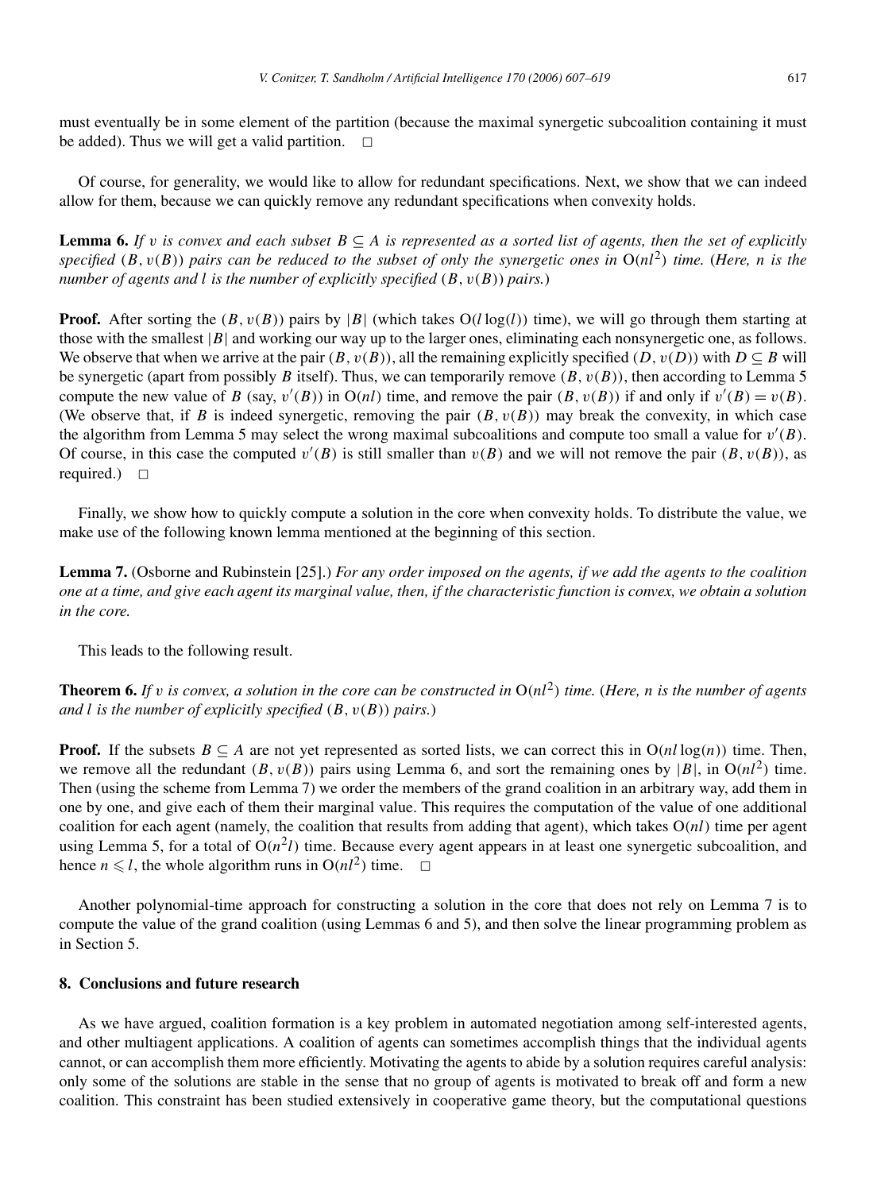must eventually be in some element of the partition (because the maximal synergetic subcoalition containing it must be added). Thus we will get a valid partition. □

Of course, for generality, we would like to allow for redundant specifications. Next, we show that we can indeed allow for them, because we can quickly remove any redundant specifications when convexity holds.

**Lemma 6.** *If $v$ is convex and each subset $B \subseteq A$ is represented as a sorted list of agents, then the set of explicitly specified $(B, v(B))$ pairs can be reduced to the subset of only the synergetic ones in $O(nl^2)$ time. (Here, $n$ is the number of agents and $l$ is the number of explicitly specified $(B, v(B))$ pairs.)*

**Proof.** After sorting the $(B, v(B))$ pairs by $|B|$ (which takes $O(l \log(l))$ time), we will go through them starting at those with the smallest $|B|$ and working our way up to the larger ones, eliminating each nonsynergetic one, as follows. We observe that when we arrive at the pair $(B, v(B))$, all the remaining explicitly specified $(D, v(D))$ with $D \subseteq B$ will be synergetic (apart from possibly $B$ itself). Thus, we can temporarily remove $(B, v(B))$, then according to Lemma 5 compute the new value of $B$ (say, $v'(B)$) in $O(nl)$ time, and remove the pair $(B, v(B))$ if and only if $v'(B) = v(B)$. (We observe that, if $B$ is indeed synergetic, removing the pair $(B, v(B))$ may break the convexity, in which case the algorithm from Lemma 5 may select the wrong maximal subcoalitions and compute too small a value for $v'(B)$. Of course, in this case the computed $v'(B)$ is still smaller than $v(B)$ and we will not remove the pair $(B, v(B))$, as required.) □

Finally, we show how to quickly compute a solution in the core when convexity holds. To distribute the value, we make use of the following known lemma mentioned at the beginning of this section.

**Lemma 7.** (Osborne and Rubinstein [25].) *For any order imposed on the agents, if we add the agents to the coalition one at a time, and give each agent its marginal value, then, if the characteristic function is convex, we obtain a solution in the core.*

This leads to the following result.

**Theorem 6.** *If $v$ is convex, a solution in the core can be constructed in $O(nl^2)$ time. (Here, $n$ is the number of agents and $l$ is the number of explicitly specified $(B, v(B))$ pairs.)*

**Proof.** If the subsets $B \subseteq A$ are not yet represented as sorted lists, we can correct this in $O(nl \log(n))$ time. Then, we remove all the redundant $(B, v(B))$ pairs using Lemma 6, and sort the remaining ones by $|B|$, in $O(nl^2)$ time. Then (using the scheme from Lemma 7) we order the members of the grand coalition in an arbitrary way, add them in one by one, and give each of them their marginal value. This requires the computation of the value of one additional coalition for each agent (namely, the coalition that results from adding that agent), which takes $O(nl)$ time per agent using Lemma 5, for a total of $O(n^2 l)$ time. Because every agent appears in at least one synergetic subcoalition, and hence $n \leqslant l$, the whole algorithm runs in $O(nl^2)$ time. □

Another polynomial-time approach for constructing a solution in the core that does not rely on Lemma 7 is to compute the value of the grand coalition (using Lemmas 6 and 5), and then solve the linear programming problem as in Section 5.

## 8. Conclusions and future research

As we have argued, coalition formation is a key problem in automated negotiation among self-interested agents, and other multiagent applications. A coalition of agents can sometimes accomplish things that the individual agents cannot, or can accomplish them more efficiently. Motivating the agents to abide by a solution requires careful analysis: only some of the solutions are stable in the sense that no group of agents is motivated to break off and form a new coalition. This constraint has been studied extensively in cooperative game theory, but the computational questions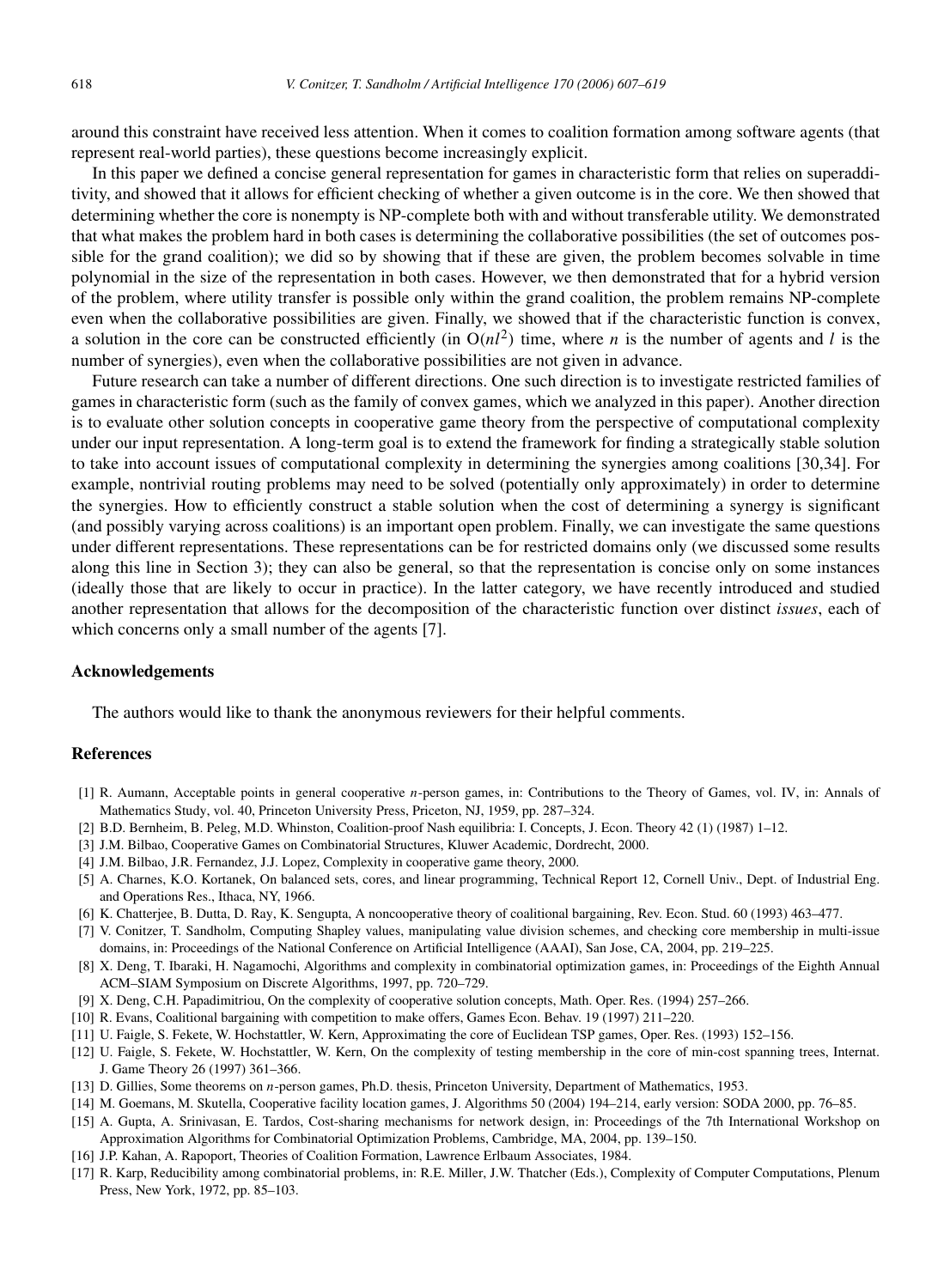around this constraint have received less attention. When it comes to coalition formation among software agents (that represent real-world parties), these questions become increasingly explicit.

In this paper we defined a concise general representation for games in characteristic form that relies on superadditivity, and showed that it allows for efficient checking of whether a given outcome is in the core. We then showed that determining whether the core is nonempty is NP-complete both with and without transferable utility. We demonstrated that what makes the problem hard in both cases is determining the collaborative possibilities (the set of outcomes possible for the grand coalition); we did so by showing that if these are given, the problem becomes solvable in time polynomial in the size of the representation in both cases. However, we then demonstrated that for a hybrid version of the problem, where utility transfer is possible only within the grand coalition, the problem remains NP-complete even when the collaborative possibilities are given. Finally, we showed that if the characteristic function is convex, a solution in the core can be constructed efficiently (in $O(nl^2)$ time, where $n$ is the number of agents and $l$ is the number of synergies), even when the collaborative possibilities are not given in advance.

Future research can take a number of different directions. One such direction is to investigate restricted families of games in characteristic form (such as the family of convex games, which we analyzed in this paper). Another direction is to evaluate other solution concepts in cooperative game theory from the perspective of computational complexity under our input representation. A long-term goal is to extend the framework for finding a strategically stable solution to take into account issues of computational complexity in determining the synergies among coalitions [30,34]. For example, nontrivial routing problems may need to be solved (potentially only approximately) in order to determine the synergies. How to efficiently construct a stable solution when the cost of determining a synergy is significant (and possibly varying across coalitions) is an important open problem. Finally, we can investigate the same questions under different representations. These representations can be for restricted domains only (we discussed some results along this line in Section 3); they can also be general, so that the representation is concise only on some instances (ideally those that are likely to occur in practice). In the latter category, we have recently introduced and studied another representation that allows for the decomposition of the characteristic function over distinct *issues*, each of which concerns only a small number of the agents [7].

## Acknowledgements

The authors would like to thank the anonymous reviewers for their helpful comments.

## References

[1] R. Aumann, Acceptable points in general cooperative $n$-person games, in: Contributions to the Theory of Games, vol. IV, in: Annals of Mathematics Study, vol. 40, Princeton University Press, Priceton, NJ, 1959, pp. 287–324.

[2] B.D. Bernheim, B. Peleg, M.D. Whinston, Coalition-proof Nash equilibria: I. Concepts, J. Econ. Theory 42 (1) (1987) 1–12.

[3] J.M. Bilbao, Cooperative Games on Combinatorial Structures, Kluwer Academic, Dordrecht, 2000.

[4] J.M. Bilbao, J.R. Fernandez, J.J. Lopez, Complexity in cooperative game theory, 2000.

[5] A. Charnes, K.O. Kortanek, On balanced sets, cores, and linear programming, Technical Report 12, Cornell Univ., Dept. of Industrial Eng. and Operations Res., Ithaca, NY, 1966.

[6] K. Chatterjee, B. Dutta, D. Ray, K. Sengupta, A noncooperative theory of coalitional bargaining, Rev. Econ. Stud. 60 (1993) 463–477.

[7] V. Conitzer, T. Sandholm, Computing Shapley values, manipulating value division schemes, and checking core membership in multi-issue domains, in: Proceedings of the National Conference on Artificial Intelligence (AAAI), San Jose, CA, 2004, pp. 219–225.

[8] X. Deng, T. Ibaraki, H. Nagamochi, Algorithms and complexity in combinatorial optimization games, in: Proceedings of the Eighth Annual ACM–SIAM Symposium on Discrete Algorithms, 1997, pp. 720–729.

[9] X. Deng, C.H. Papadimitriou, On the complexity of cooperative solution concepts, Math. Oper. Res. (1994) 257–266.

[10] R. Evans, Coalitional bargaining with competition to make offers, Games Econ. Behav. 19 (1997) 211–220.

[11] U. Faigle, S. Fekete, W. Hochstattler, W. Kern, Approximating the core of Euclidean TSP games, Oper. Res. (1993) 152–156.

[12] U. Faigle, S. Fekete, W. Hochstattler, W. Kern, On the complexity of testing membership in the core of min-cost spanning trees, Internat. J. Game Theory 26 (1997) 361–366.

[13] D. Gillies, Some theorems on $n$-person games, Ph.D. thesis, Princeton University, Department of Mathematics, 1953.

[14] M. Goemans, M. Skutella, Cooperative facility location games, J. Algorithms 50 (2004) 194–214, early version: SODA 2000, pp. 76–85.

[15] A. Gupta, A. Srinivasan, E. Tardos, Cost-sharing mechanisms for network design, in: Proceedings of the 7th International Workshop on Approximation Algorithms for Combinatorial Optimization Problems, Cambridge, MA, 2004, pp. 139–150.

[16] J.P. Kahan, A. Rapoport, Theories of Coalition Formation, Lawrence Erlbaum Associates, 1984.

[17] R. Karp, Reducibility among combinatorial problems, in: R.E. Miller, J.W. Thatcher (Eds.), Complexity of Computer Computations, Plenum Press, New York, 1972, pp. 85–103.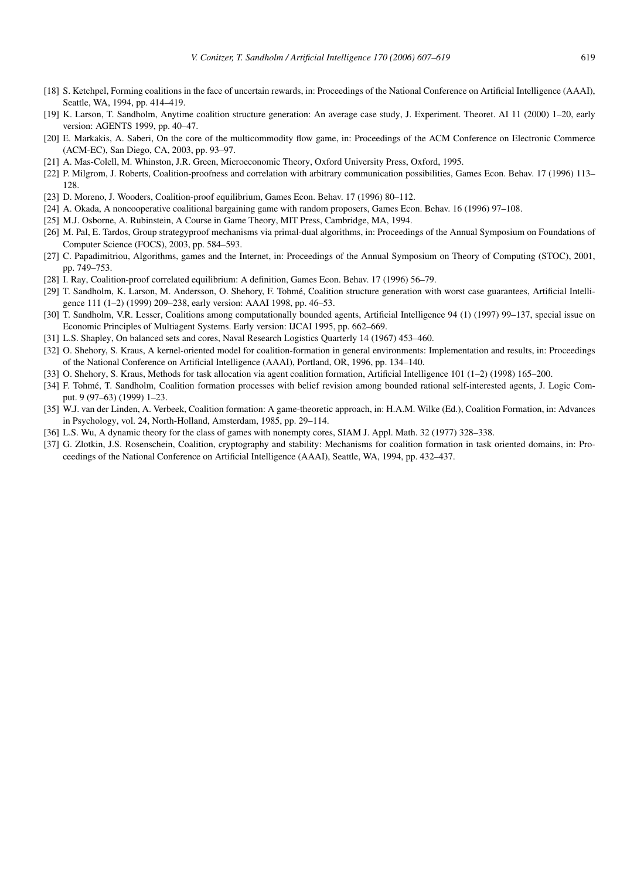[18] S. Ketchpel, Forming coalitions in the face of uncertain rewards, in: Proceedings of the National Conference on Artificial Intelligence (AAAI), Seattle, WA, 1994, pp. 414–419.

[19] K. Larson, T. Sandholm, Anytime coalition structure generation: An average case study, J. Experiment. Theoret. AI 11 (2000) 1–20, early version: AGENTS 1999, pp. 40–47.

[20] E. Markakis, A. Saberi, On the core of the multicommodity flow game, in: Proceedings of the ACM Conference on Electronic Commerce (ACM-EC), San Diego, CA, 2003, pp. 93–97.

[21] A. Mas-Colell, M. Whinston, J.R. Green, Microeconomic Theory, Oxford University Press, Oxford, 1995.

[22] P. Milgrom, J. Roberts, Coalition-proofness and correlation with arbitrary communication possibilities, Games Econ. Behav. 17 (1996) 113–128.

[23] D. Moreno, J. Wooders, Coalition-proof equilibrium, Games Econ. Behav. 17 (1996) 80–112.

[24] A. Okada, A noncooperative coalitional bargaining game with random proposers, Games Econ. Behav. 16 (1996) 97–108.

[25] M.J. Osborne, A. Rubinstein, A Course in Game Theory, MIT Press, Cambridge, MA, 1994.

[26] M. Pal, E. Tardos, Group strategyproof mechanisms via primal-dual algorithms, in: Proceedings of the Annual Symposium on Foundations of Computer Science (FOCS), 2003, pp. 584–593.

[27] C. Papadimitriou, Algorithms, games and the Internet, in: Proceedings of the Annual Symposium on Theory of Computing (STOC), 2001, pp. 749–753.

[28] I. Ray, Coalition-proof correlated equilibrium: A definition, Games Econ. Behav. 17 (1996) 56–79.

[29] T. Sandholm, K. Larson, M. Andersson, O. Shehory, F. Tohmé, Coalition structure generation with worst case guarantees, Artificial Intelligence 111 (1–2) (1999) 209–238, early version: AAAI 1998, pp. 46–53.

[30] T. Sandholm, V.R. Lesser, Coalitions among computationally bounded agents, Artificial Intelligence 94 (1) (1997) 99–137, special issue on Economic Principles of Multiagent Systems. Early version: IJCAI 1995, pp. 662–669.

[31] L.S. Shapley, On balanced sets and cores, Naval Research Logistics Quarterly 14 (1967) 453–460.

[32] O. Shehory, S. Kraus, A kernel-oriented model for coalition-formation in general environments: Implementation and results, in: Proceedings of the National Conference on Artificial Intelligence (AAAI), Portland, OR, 1996, pp. 134–140.

[33] O. Shehory, S. Kraus, Methods for task allocation via agent coalition formation, Artificial Intelligence 101 (1–2) (1998) 165–200.

[34] F. Tohmé, T. Sandholm, Coalition formation processes with belief revision among bounded rational self-interested agents, J. Logic Comput. 9 (97–63) (1999) 1–23.

[35] W.J. van der Linden, A. Verbeek, Coalition formation: A game-theoretic approach, in: H.A.M. Wilke (Ed.), Coalition Formation, in: Advances in Psychology, vol. 24, North-Holland, Amsterdam, 1985, pp. 29–114.

[36] L.S. Wu, A dynamic theory for the class of games with nonempty cores, SIAM J. Appl. Math. 32 (1977) 328–338.

[37] G. Zlotkin, J.S. Rosenschein, Coalition, cryptography and stability: Mechanisms for coalition formation in task oriented domains, in: Proceedings of the National Conference on Artificial Intelligence (AAAI), Seattle, WA, 1994, pp. 432–437.